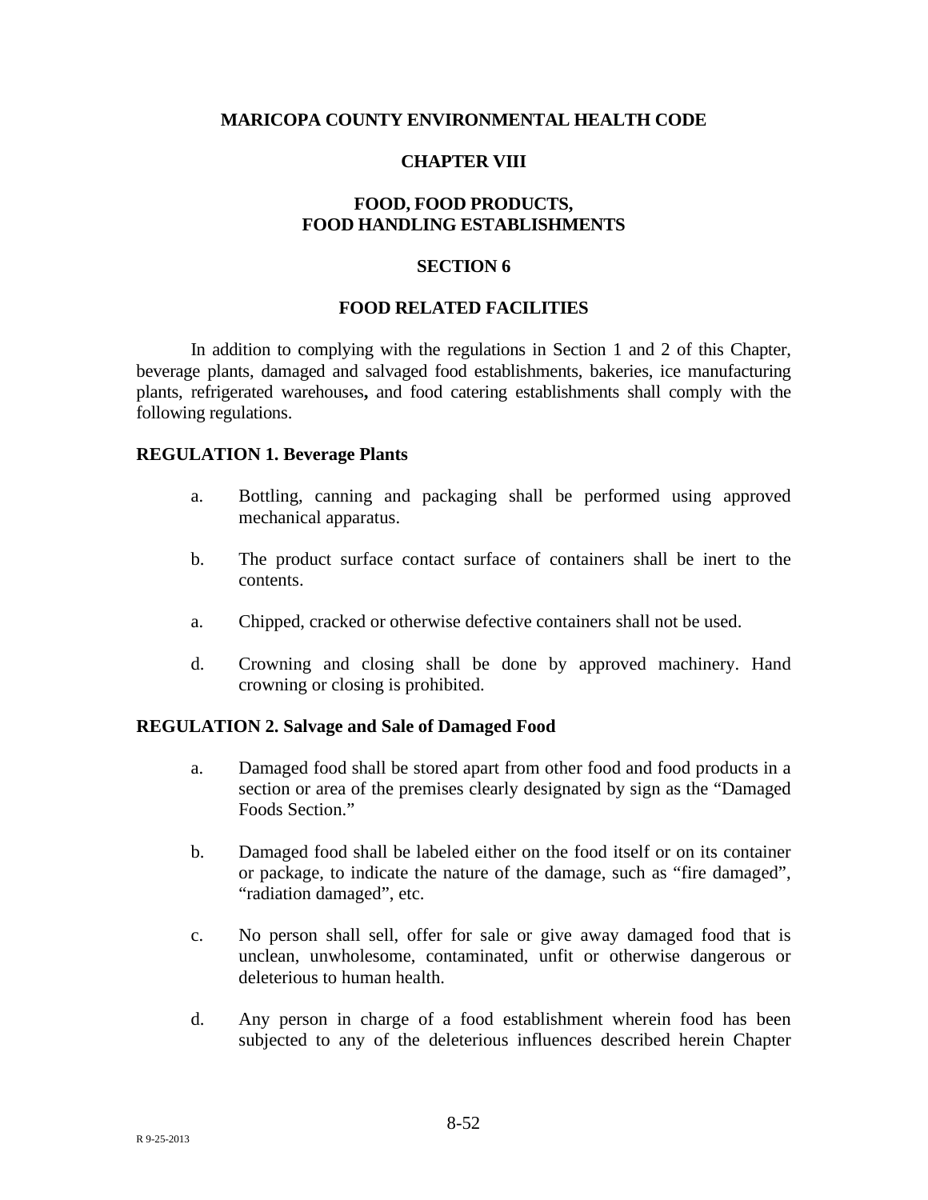# MARICOPA COUNTY ENVIRONMENTAL HEALTH CODE

## CHAPTER VIII

## FOOD, FOOD PRODUCTS, FOOD HANDLING ESTABLISHMENTS

## SECTION 6

## FOOD RELATED FACILITIES

In addition to complying with the regulations in Section 1 and 2 of this Chapter, beverage plants, damaged and salvaged food establishments, bakeries, ice manufacturing plants, refrigerated warehouses**,** and food catering establishments shall comply with the following regulations.

### REGULATION 1. Beverage Plants

a. Bottling, canning and packaging shall be performed using approved mechanical apparatus.

b. The product surface contact surface of containers shall be inert to the contents.

a. Chipped, cracked or otherwise defective containers shall not be used.

d. Crowning and closing shall be done by approved machinery. Hand crowning or closing is prohibited.

### REGULATION 2. Salvage and Sale of Damaged Food

a. Damaged food shall be stored apart from other food and food products in a section or area of the premises clearly designated by sign as the "Damaged Foods Section."

b. Damaged food shall be labeled either on the food itself or on its container or package, to indicate the nature of the damage, such as "fire damaged", "radiation damaged", etc.

c. No person shall sell, offer for sale or give away damaged food that is unclean, unwholesome, contaminated, unfit or otherwise dangerous or deleterious to human health.

d. Any person in charge of a food establishment wherein food has been subjected to any of the deleterious influences described herein Chapter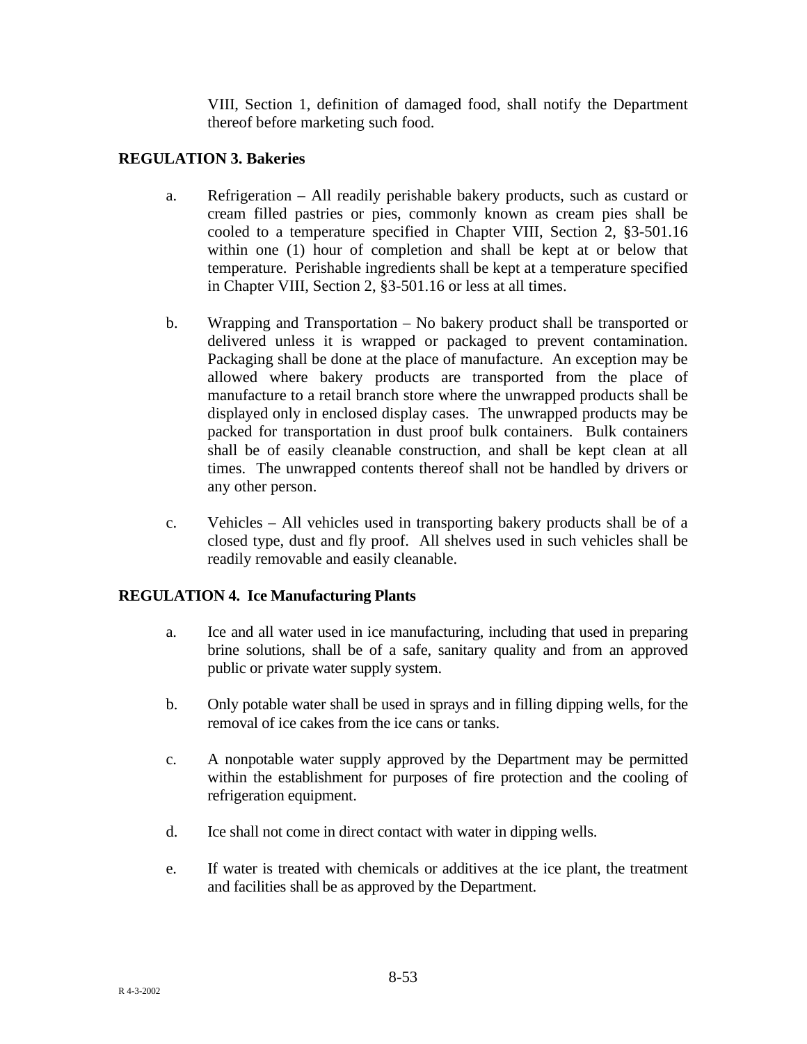VIII, Section 1, definition of damaged food, shall notify the Department thereof before marketing such food.

## REGULATION 3. Bakeries

a. Refrigeration – All readily perishable bakery products, such as custard or cream filled pastries or pies, commonly known as cream pies shall be cooled to a temperature specified in Chapter VIII, Section 2, §3-501.16 within one (1) hour of completion and shall be kept at or below that temperature. Perishable ingredients shall be kept at a temperature specified in Chapter VIII, Section 2, §3-501.16 or less at all times.

b. Wrapping and Transportation – No bakery product shall be transported or delivered unless it is wrapped or packaged to prevent contamination. Packaging shall be done at the place of manufacture. An exception may be allowed where bakery products are transported from the place of manufacture to a retail branch store where the unwrapped products shall be displayed only in enclosed display cases. The unwrapped products may be packed for transportation in dust proof bulk containers. Bulk containers shall be of easily cleanable construction, and shall be kept clean at all times. The unwrapped contents thereof shall not be handled by drivers or any other person.

c. Vehicles – All vehicles used in transporting bakery products shall be of a closed type, dust and fly proof. All shelves used in such vehicles shall be readily removable and easily cleanable.

## REGULATION 4. Ice Manufacturing Plants

a. Ice and all water used in ice manufacturing, including that used in preparing brine solutions, shall be of a safe, sanitary quality and from an approved public or private water supply system.

b. Only potable water shall be used in sprays and in filling dipping wells, for the removal of ice cakes from the ice cans or tanks.

c. A nonpotable water supply approved by the Department may be permitted within the establishment for purposes of fire protection and the cooling of refrigeration equipment.

d. Ice shall not come in direct contact with water in dipping wells.

e. If water is treated with chemicals or additives at the ice plant, the treatment and facilities shall be as approved by the Department.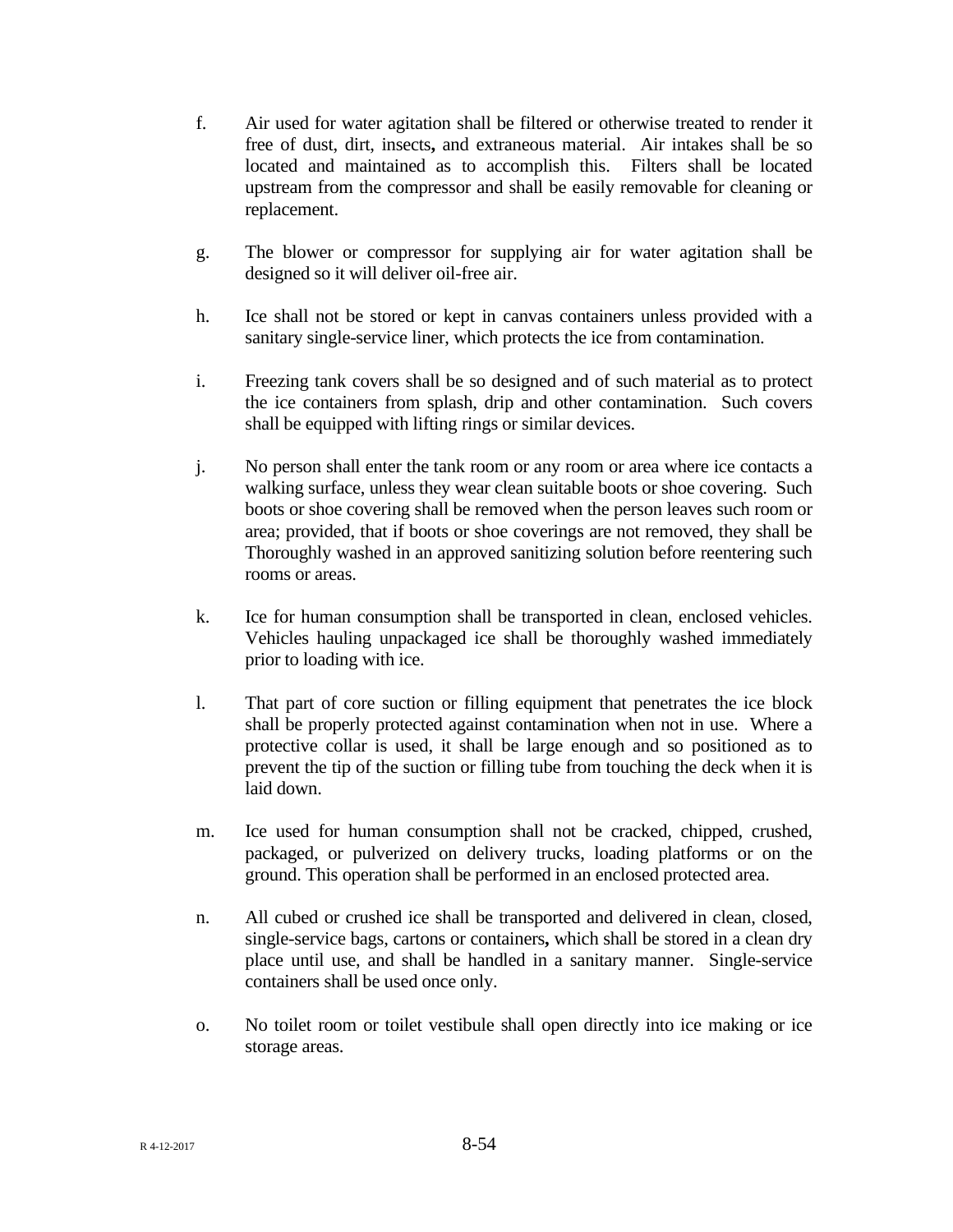f. Air used for water agitation shall be filtered or otherwise treated to render it free of dust, dirt, insects**,** and extraneous material. Air intakes shall be so located and maintained as to accomplish this. Filters shall be located upstream from the compressor and shall be easily removable for cleaning or replacement.

g. The blower or compressor for supplying air for water agitation shall be designed so it will deliver oil-free air.

h. Ice shall not be stored or kept in canvas containers unless provided with a sanitary single-service liner, which protects the ice from contamination.

i. Freezing tank covers shall be so designed and of such material as to protect the ice containers from splash, drip and other contamination. Such covers shall be equipped with lifting rings or similar devices.

j. No person shall enter the tank room or any room or area where ice contacts a walking surface, unless they wear clean suitable boots or shoe covering. Such boots or shoe covering shall be removed when the person leaves such room or area; provided, that if boots or shoe coverings are not removed, they shall be Thoroughly washed in an approved sanitizing solution before reentering such rooms or areas.

k. Ice for human consumption shall be transported in clean, enclosed vehicles. Vehicles hauling unpackaged ice shall be thoroughly washed immediately prior to loading with ice.

l. That part of core suction or filling equipment that penetrates the ice block shall be properly protected against contamination when not in use. Where a protective collar is used, it shall be large enough and so positioned as to prevent the tip of the suction or filling tube from touching the deck when it is laid down.

m. Ice used for human consumption shall not be cracked, chipped, crushed, packaged, or pulverized on delivery trucks, loading platforms or on the ground. This operation shall be performed in an enclosed protected area.

n. All cubed or crushed ice shall be transported and delivered in clean, closed, single-service bags, cartons or containers**,** which shall be stored in a clean dry place until use, and shall be handled in a sanitary manner. Single-service containers shall be used once only.

o. No toilet room or toilet vestibule shall open directly into ice making or ice storage areas.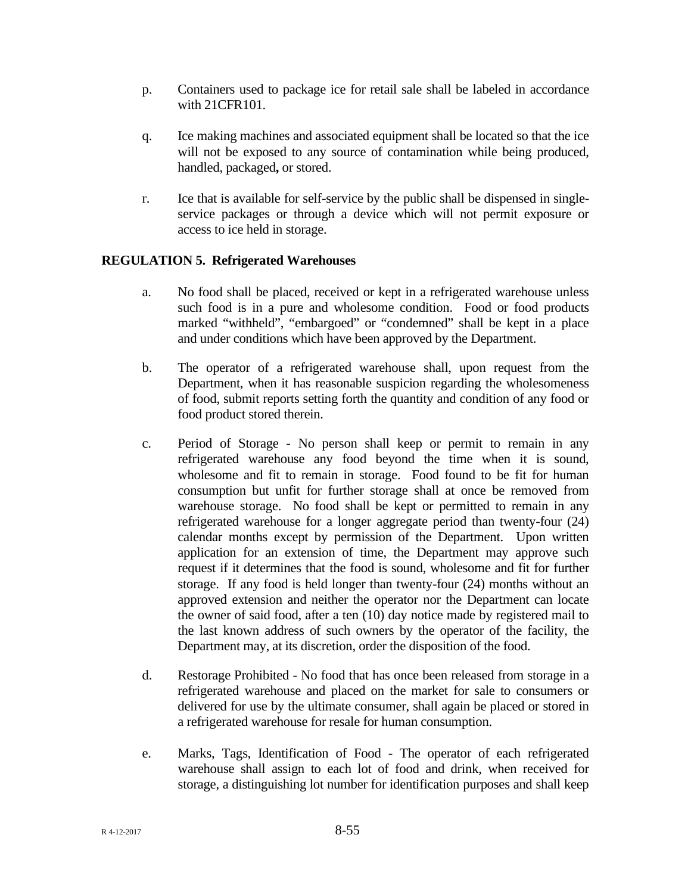p. Containers used to package ice for retail sale shall be labeled in accordance with 21CFR101.

q. Ice making machines and associated equipment shall be located so that the ice will not be exposed to any source of contamination while being produced, handled, packaged**,** or stored.

r. Ice that is available for self-service by the public shall be dispensed in single-service packages or through a device which will not permit exposure or access to ice held in storage.

**REGULATION 5. Refrigerated Warehouses**

a. No food shall be placed, received or kept in a refrigerated warehouse unless such food is in a pure and wholesome condition. Food or food products marked "withheld", "embargoed" or "condemned" shall be kept in a place and under conditions which have been approved by the Department.

b. The operator of a refrigerated warehouse shall, upon request from the Department, when it has reasonable suspicion regarding the wholesomeness of food, submit reports setting forth the quantity and condition of any food or food product stored therein.

c. Period of Storage - No person shall keep or permit to remain in any refrigerated warehouse any food beyond the time when it is sound, wholesome and fit to remain in storage. Food found to be fit for human consumption but unfit for further storage shall at once be removed from warehouse storage. No food shall be kept or permitted to remain in any refrigerated warehouse for a longer aggregate period than twenty-four (24) calendar months except by permission of the Department. Upon written application for an extension of time, the Department may approve such request if it determines that the food is sound, wholesome and fit for further storage. If any food is held longer than twenty-four (24) months without an approved extension and neither the operator nor the Department can locate the owner of said food, after a ten (10) day notice made by registered mail to the last known address of such owners by the operator of the facility, the Department may, at its discretion, order the disposition of the food.

d. Restorage Prohibited - No food that has once been released from storage in a refrigerated warehouse and placed on the market for sale to consumers or delivered for use by the ultimate consumer, shall again be placed or stored in a refrigerated warehouse for resale for human consumption.

e. Marks, Tags, Identification of Food - The operator of each refrigerated warehouse shall assign to each lot of food and drink, when received for storage, a distinguishing lot number for identification purposes and shall keep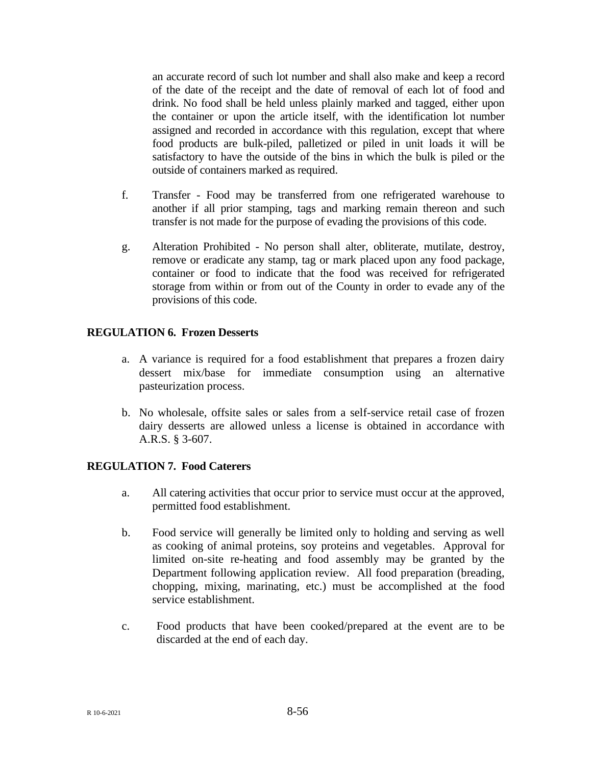an accurate record of such lot number and shall also make and keep a record of the date of the receipt and the date of removal of each lot of food and drink. No food shall be held unless plainly marked and tagged, either upon the container or upon the article itself, with the identification lot number assigned and recorded in accordance with this regulation, except that where food products are bulk-piled, palletized or piled in unit loads it will be satisfactory to have the outside of the bins in which the bulk is piled or the outside of containers marked as required.

f. Transfer - Food may be transferred from one refrigerated warehouse to another if all prior stamping, tags and marking remain thereon and such transfer is not made for the purpose of evading the provisions of this code.

g. Alteration Prohibited - No person shall alter, obliterate, mutilate, destroy, remove or eradicate any stamp, tag or mark placed upon any food package, container or food to indicate that the food was received for refrigerated storage from within or from out of the County in order to evade any of the provisions of this code.

**REGULATION 6. Frozen Desserts**

a. A variance is required for a food establishment that prepares a frozen dairy dessert mix/base for immediate consumption using an alternative pasteurization process.

b. No wholesale, offsite sales or sales from a self-service retail case of frozen dairy desserts are allowed unless a license is obtained in accordance with A.R.S. § 3-607.

**REGULATION 7. Food Caterers**

a. All catering activities that occur prior to service must occur at the approved, permitted food establishment.

b. Food service will generally be limited only to holding and serving as well as cooking of animal proteins, soy proteins and vegetables. Approval for limited on-site re-heating and food assembly may be granted by the Department following application review. All food preparation (breading, chopping, mixing, marinating, etc.) must be accomplished at the food service establishment.

c. Food products that have been cooked/prepared at the event are to be discarded at the end of each day.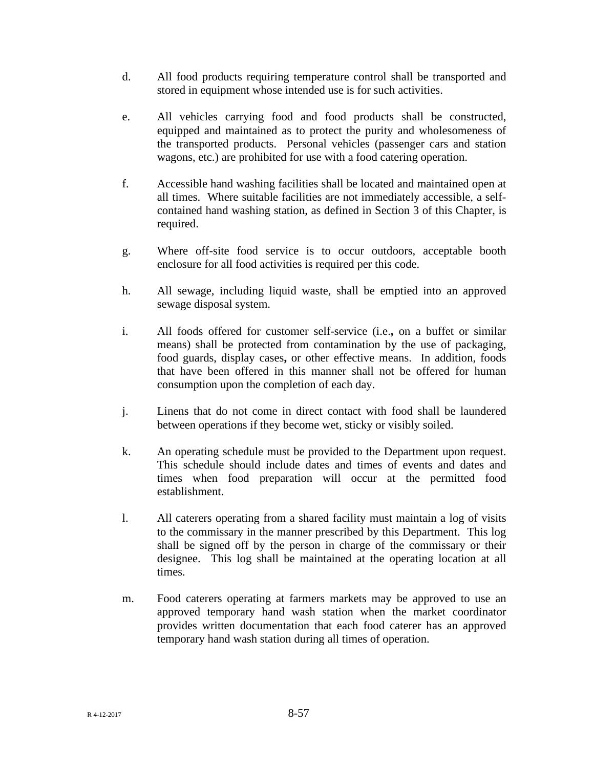d. All food products requiring temperature control shall be transported and stored in equipment whose intended use is for such activities.

e. All vehicles carrying food and food products shall be constructed, equipped and maintained as to protect the purity and wholesomeness of the transported products. Personal vehicles (passenger cars and station wagons, etc.) are prohibited for use with a food catering operation.

f. Accessible hand washing facilities shall be located and maintained open at all times. Where suitable facilities are not immediately accessible, a self-contained hand washing station, as defined in Section 3 of this Chapter, is required.

g. Where off-site food service is to occur outdoors, acceptable booth enclosure for all food activities is required per this code.

h. All sewage, including liquid waste, shall be emptied into an approved sewage disposal system.

i. All foods offered for customer self-service (i.e., on a buffet or similar means) shall be protected from contamination by the use of packaging, food guards, display cases, or other effective means. In addition, foods that have been offered in this manner shall not be offered for human consumption upon the completion of each day.

j. Linens that do not come in direct contact with food shall be laundered between operations if they become wet, sticky or visibly soiled.

k. An operating schedule must be provided to the Department upon request. This schedule should include dates and times of events and dates and times when food preparation will occur at the permitted food establishment.

l. All caterers operating from a shared facility must maintain a log of visits to the commissary in the manner prescribed by this Department. This log shall be signed off by the person in charge of the commissary or their designee. This log shall be maintained at the operating location at all times.

m. Food caterers operating at farmers markets may be approved to use an approved temporary hand wash station when the market coordinator provides written documentation that each food caterer has an approved temporary hand wash station during all times of operation.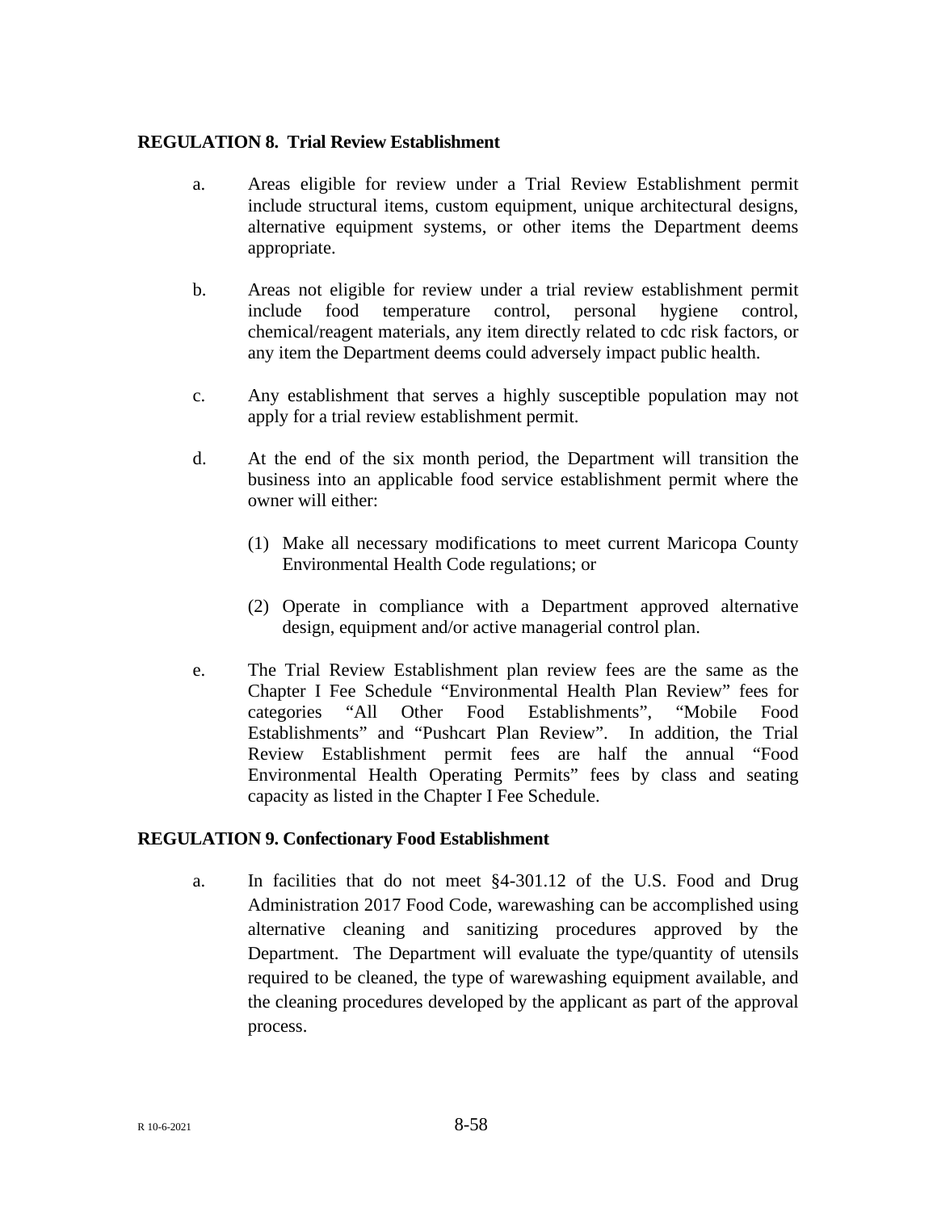**REGULATION 8. Trial Review Establishment**

a. Areas eligible for review under a Trial Review Establishment permit include structural items, custom equipment, unique architectural designs, alternative equipment systems, or other items the Department deems appropriate.

b. Areas not eligible for review under a trial review establishment permit include food temperature control, personal hygiene control, chemical/reagent materials, any item directly related to cdc risk factors, or any item the Department deems could adversely impact public health.

c. Any establishment that serves a highly susceptible population may not apply for a trial review establishment permit.

d. At the end of the six month period, the Department will transition the business into an applicable food service establishment permit where the owner will either:

(1) Make all necessary modifications to meet current Maricopa County Environmental Health Code regulations; or

(2) Operate in compliance with a Department approved alternative design, equipment and/or active managerial control plan.

e. The Trial Review Establishment plan review fees are the same as the Chapter I Fee Schedule "Environmental Health Plan Review" fees for categories "All Other Food Establishments", "Mobile Food Establishments" and "Pushcart Plan Review". In addition, the Trial Review Establishment permit fees are half the annual "Food Environmental Health Operating Permits" fees by class and seating capacity as listed in the Chapter I Fee Schedule.

**REGULATION 9. Confectionary Food Establishment**

a. In facilities that do not meet §4-301.12 of the U.S. Food and Drug Administration 2017 Food Code, warewashing can be accomplished using alternative cleaning and sanitizing procedures approved by the Department. The Department will evaluate the type/quantity of utensils required to be cleaned, the type of warewashing equipment available, and the cleaning procedures developed by the applicant as part of the approval process.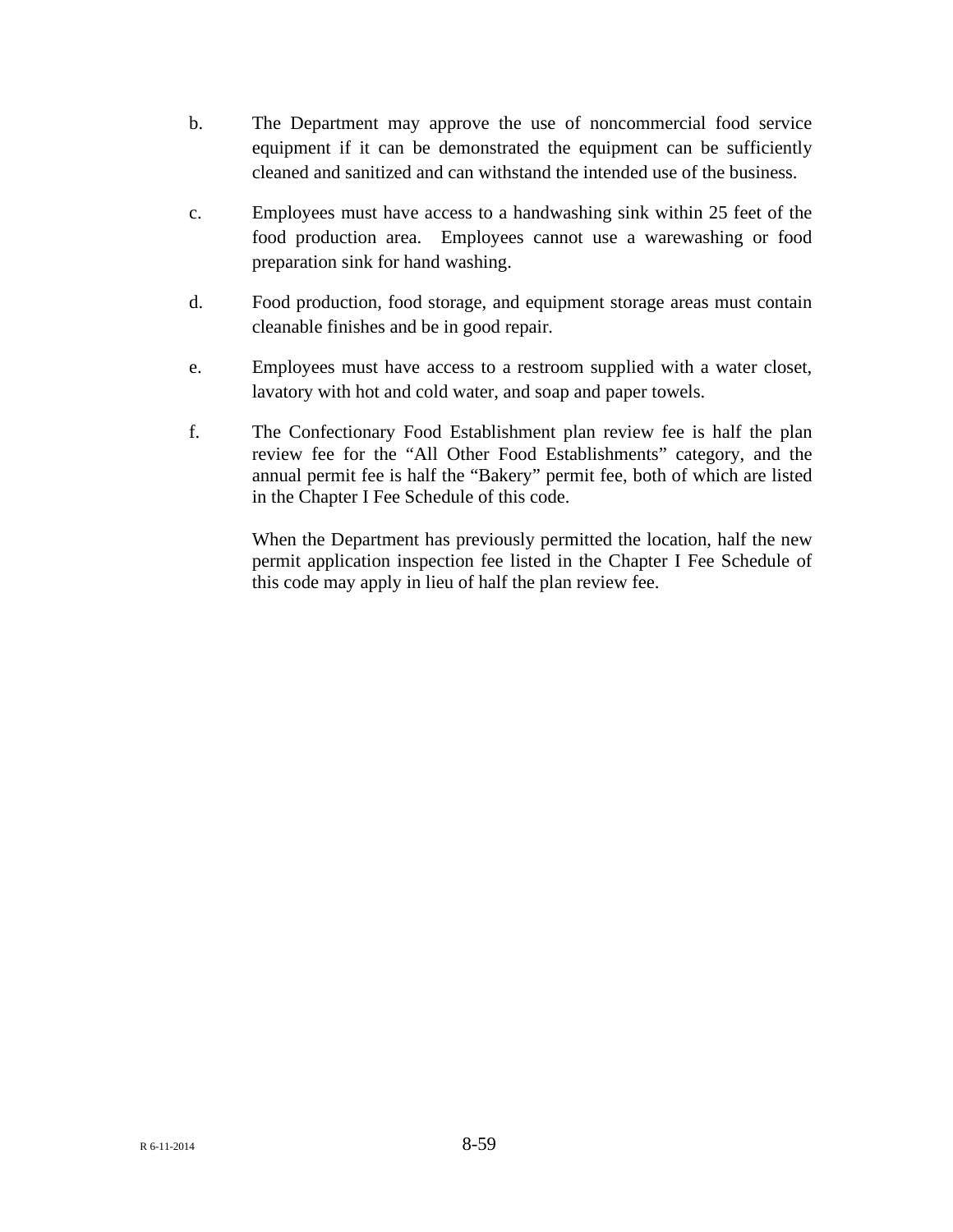b. The Department may approve the use of noncommercial food service equipment if it can be demonstrated the equipment can be sufficiently cleaned and sanitized and can withstand the intended use of the business.

c. Employees must have access to a handwashing sink within 25 feet of the food production area. Employees cannot use a warewashing or food preparation sink for hand washing.

d. Food production, food storage, and equipment storage areas must contain cleanable finishes and be in good repair.

e. Employees must have access to a restroom supplied with a water closet, lavatory with hot and cold water, and soap and paper towels.

f. The Confectionary Food Establishment plan review fee is half the plan review fee for the "All Other Food Establishments" category, and the annual permit fee is half the "Bakery" permit fee, both of which are listed in the Chapter I Fee Schedule of this code.

   When the Department has previously permitted the location, half the new permit application inspection fee listed in the Chapter I Fee Schedule of this code may apply in lieu of half the plan review fee.